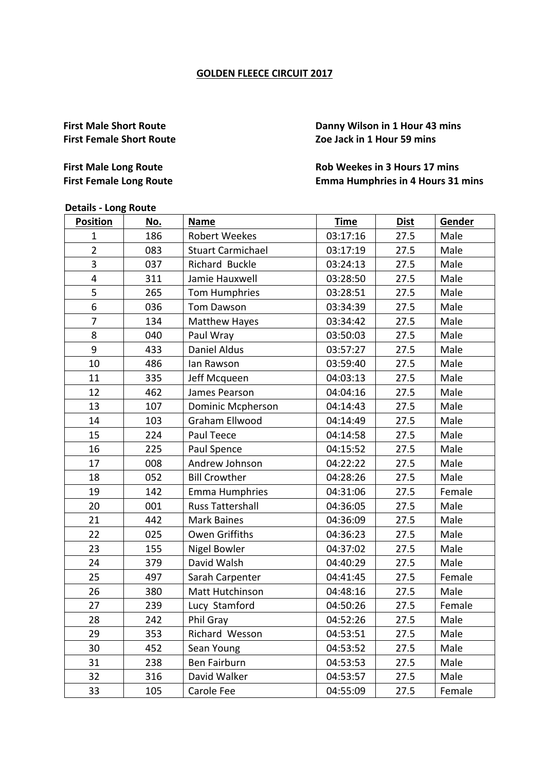# GOLDEN FLEECE CIRCUIT 2017

**First Male Short Route** — **Danny Wilson in 1 Hour 43 mins**
**First Female Short Route** — **Zoe Jack in 1 Hour 59 mins**

**First Male Long Route** — **Rob Weekes in 3 Hours 17 mins**
**First Female Long Route** — **Emma Humphries in 4 Hours 31 mins**

**Details - Long Route**

| Position | No. | Name | Time | Dist | Gender |
|---|---|---|---|---|---|
| 1 | 186 | Robert Weekes | 03:17:16 | 27.5 | Male |
| 2 | 083 | Stuart Carmichael | 03:17:19 | 27.5 | Male |
| 3 | 037 | Richard Buckle | 03:24:13 | 27.5 | Male |
| 4 | 311 | Jamie Hauxwell | 03:28:50 | 27.5 | Male |
| 5 | 265 | Tom Humphries | 03:28:51 | 27.5 | Male |
| 6 | 036 | Tom Dawson | 03:34:39 | 27.5 | Male |
| 7 | 134 | Matthew Hayes | 03:34:42 | 27.5 | Male |
| 8 | 040 | Paul Wray | 03:50:03 | 27.5 | Male |
| 9 | 433 | Daniel Aldus | 03:57:27 | 27.5 | Male |
| 10 | 486 | Ian Rawson | 03:59:40 | 27.5 | Male |
| 11 | 335 | Jeff Mcqueen | 04:03:13 | 27.5 | Male |
| 12 | 462 | James Pearson | 04:04:16 | 27.5 | Male |
| 13 | 107 | Dominic Mcpherson | 04:14:43 | 27.5 | Male |
| 14 | 103 | Graham Ellwood | 04:14:49 | 27.5 | Male |
| 15 | 224 | Paul Teece | 04:14:58 | 27.5 | Male |
| 16 | 225 | Paul Spence | 04:15:52 | 27.5 | Male |
| 17 | 008 | Andrew Johnson | 04:22:22 | 27.5 | Male |
| 18 | 052 | Bill Crowther | 04:28:26 | 27.5 | Male |
| 19 | 142 | Emma Humphries | 04:31:06 | 27.5 | Female |
| 20 | 001 | Russ Tattershall | 04:36:05 | 27.5 | Male |
| 21 | 442 | Mark Baines | 04:36:09 | 27.5 | Male |
| 22 | 025 | Owen Griffiths | 04:36:23 | 27.5 | Male |
| 23 | 155 | Nigel Bowler | 04:37:02 | 27.5 | Male |
| 24 | 379 | David Walsh | 04:40:29 | 27.5 | Male |
| 25 | 497 | Sarah Carpenter | 04:41:45 | 27.5 | Female |
| 26 | 380 | Matt Hutchinson | 04:48:16 | 27.5 | Male |
| 27 | 239 | Lucy Stamford | 04:50:26 | 27.5 | Female |
| 28 | 242 | Phil Gray | 04:52:26 | 27.5 | Male |
| 29 | 353 | Richard Wesson | 04:53:51 | 27.5 | Male |
| 30 | 452 | Sean Young | 04:53:52 | 27.5 | Male |
| 31 | 238 | Ben Fairburn | 04:53:53 | 27.5 | Male |
| 32 | 316 | David Walker | 04:53:57 | 27.5 | Male |
| 33 | 105 | Carole Fee | 04:55:09 | 27.5 | Female |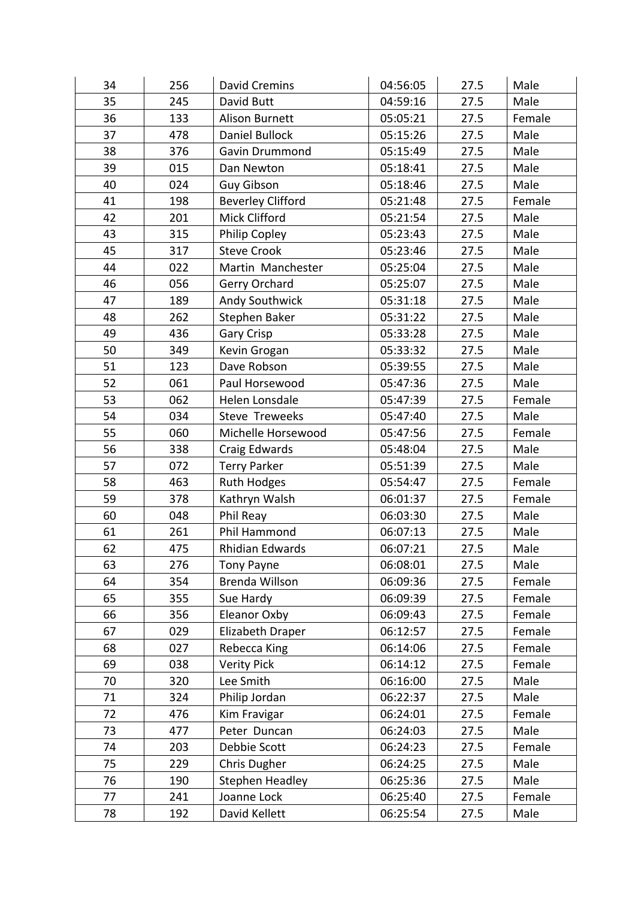| | | | | | |
|---|---|---|---|---|---|
| 34 | 256 | David Cremins | 04:56:05 | 27.5 | Male |
| 35 | 245 | David Butt | 04:59:16 | 27.5 | Male |
| 36 | 133 | Alison Burnett | 05:05:21 | 27.5 | Female |
| 37 | 478 | Daniel Bullock | 05:15:26 | 27.5 | Male |
| 38 | 376 | Gavin Drummond | 05:15:49 | 27.5 | Male |
| 39 | 015 | Dan Newton | 05:18:41 | 27.5 | Male |
| 40 | 024 | Guy Gibson | 05:18:46 | 27.5 | Male |
| 41 | 198 | Beverley Clifford | 05:21:48 | 27.5 | Female |
| 42 | 201 | Mick Clifford | 05:21:54 | 27.5 | Male |
| 43 | 315 | Philip Copley | 05:23:43 | 27.5 | Male |
| 45 | 317 | Steve Crook | 05:23:46 | 27.5 | Male |
| 44 | 022 | Martin Manchester | 05:25:04 | 27.5 | Male |
| 46 | 056 | Gerry Orchard | 05:25:07 | 27.5 | Male |
| 47 | 189 | Andy Southwick | 05:31:18 | 27.5 | Male |
| 48 | 262 | Stephen Baker | 05:31:22 | 27.5 | Male |
| 49 | 436 | Gary Crisp | 05:33:28 | 27.5 | Male |
| 50 | 349 | Kevin Grogan | 05:33:32 | 27.5 | Male |
| 51 | 123 | Dave Robson | 05:39:55 | 27.5 | Male |
| 52 | 061 | Paul Horsewood | 05:47:36 | 27.5 | Male |
| 53 | 062 | Helen Lonsdale | 05:47:39 | 27.5 | Female |
| 54 | 034 | Steve Treweeks | 05:47:40 | 27.5 | Male |
| 55 | 060 | Michelle Horsewood | 05:47:56 | 27.5 | Female |
| 56 | 338 | Craig Edwards | 05:48:04 | 27.5 | Male |
| 57 | 072 | Terry Parker | 05:51:39 | 27.5 | Male |
| 58 | 463 | Ruth Hodges | 05:54:47 | 27.5 | Female |
| 59 | 378 | Kathryn Walsh | 06:01:37 | 27.5 | Female |
| 60 | 048 | Phil Reay | 06:03:30 | 27.5 | Male |
| 61 | 261 | Phil Hammond | 06:07:13 | 27.5 | Male |
| 62 | 475 | Rhidian Edwards | 06:07:21 | 27.5 | Male |
| 63 | 276 | Tony Payne | 06:08:01 | 27.5 | Male |
| 64 | 354 | Brenda Willson | 06:09:36 | 27.5 | Female |
| 65 | 355 | Sue Hardy | 06:09:39 | 27.5 | Female |
| 66 | 356 | Eleanor Oxby | 06:09:43 | 27.5 | Female |
| 67 | 029 | Elizabeth Draper | 06:12:57 | 27.5 | Female |
| 68 | 027 | Rebecca King | 06:14:06 | 27.5 | Female |
| 69 | 038 | Verity Pick | 06:14:12 | 27.5 | Female |
| 70 | 320 | Lee Smith | 06:16:00 | 27.5 | Male |
| 71 | 324 | Philip Jordan | 06:22:37 | 27.5 | Male |
| 72 | 476 | Kim Fravigar | 06:24:01 | 27.5 | Female |
| 73 | 477 | Peter Duncan | 06:24:03 | 27.5 | Male |
| 74 | 203 | Debbie Scott | 06:24:23 | 27.5 | Female |
| 75 | 229 | Chris Dugher | 06:24:25 | 27.5 | Male |
| 76 | 190 | Stephen Headley | 06:25:36 | 27.5 | Male |
| 77 | 241 | Joanne Lock | 06:25:40 | 27.5 | Female |
| 78 | 192 | David Kellett | 06:25:54 | 27.5 | Male |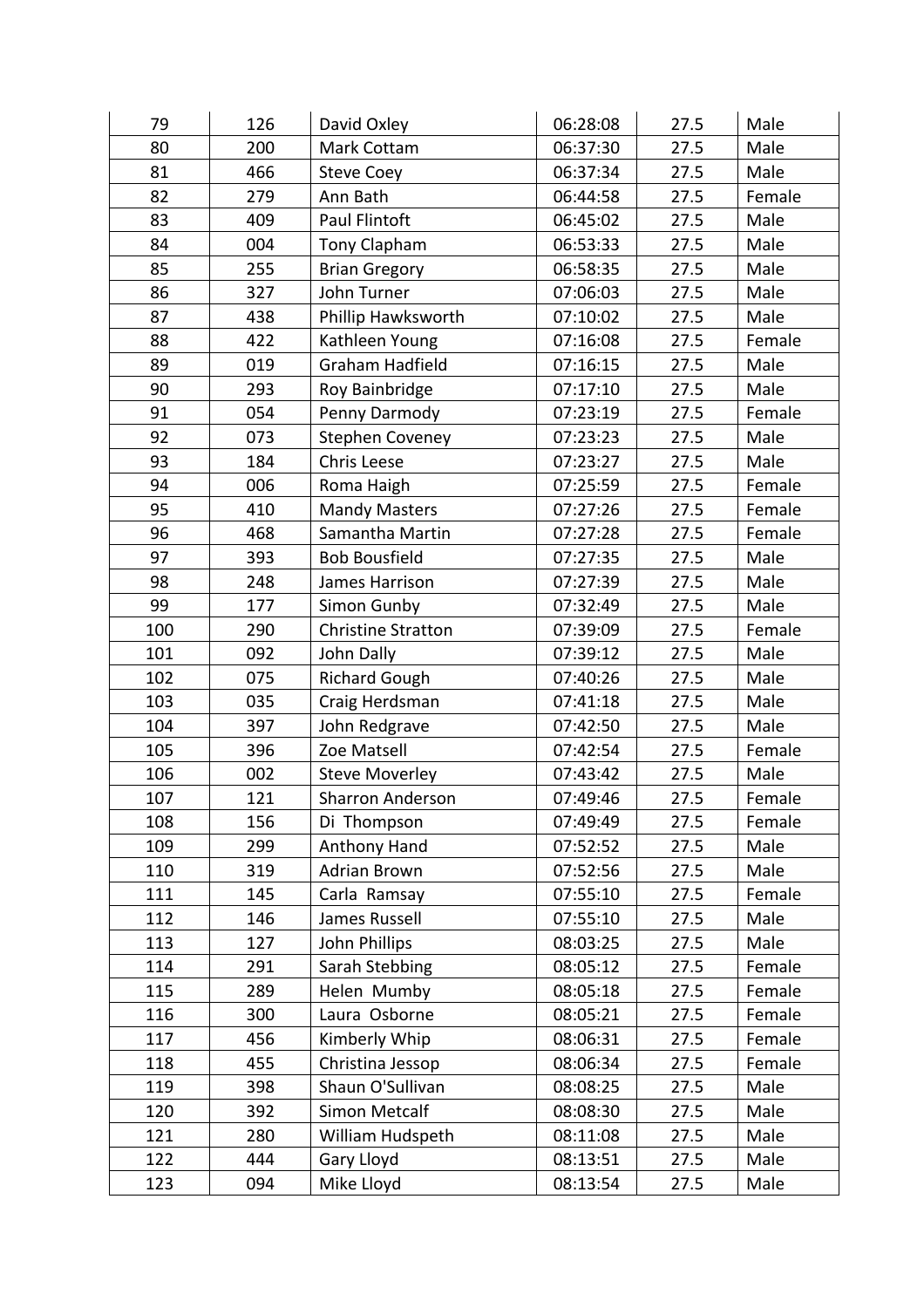| 79 | 126 | David Oxley | 06:28:08 | 27.5 | Male |
|---|---|---|---|---|---|
| 80 | 200 | Mark Cottam | 06:37:30 | 27.5 | Male |
| 81 | 466 | Steve Coey | 06:37:34 | 27.5 | Male |
| 82 | 279 | Ann Bath | 06:44:58 | 27.5 | Female |
| 83 | 409 | Paul Flintoft | 06:45:02 | 27.5 | Male |
| 84 | 004 | Tony Clapham | 06:53:33 | 27.5 | Male |
| 85 | 255 | Brian Gregory | 06:58:35 | 27.5 | Male |
| 86 | 327 | John Turner | 07:06:03 | 27.5 | Male |
| 87 | 438 | Phillip Hawksworth | 07:10:02 | 27.5 | Male |
| 88 | 422 | Kathleen Young | 07:16:08 | 27.5 | Female |
| 89 | 019 | Graham Hadfield | 07:16:15 | 27.5 | Male |
| 90 | 293 | Roy Bainbridge | 07:17:10 | 27.5 | Male |
| 91 | 054 | Penny Darmody | 07:23:19 | 27.5 | Female |
| 92 | 073 | Stephen Coveney | 07:23:23 | 27.5 | Male |
| 93 | 184 | Chris Leese | 07:23:27 | 27.5 | Male |
| 94 | 006 | Roma Haigh | 07:25:59 | 27.5 | Female |
| 95 | 410 | Mandy Masters | 07:27:26 | 27.5 | Female |
| 96 | 468 | Samantha Martin | 07:27:28 | 27.5 | Female |
| 97 | 393 | Bob Bousfield | 07:27:35 | 27.5 | Male |
| 98 | 248 | James Harrison | 07:27:39 | 27.5 | Male |
| 99 | 177 | Simon Gunby | 07:32:49 | 27.5 | Male |
| 100 | 290 | Christine Stratton | 07:39:09 | 27.5 | Female |
| 101 | 092 | John Dally | 07:39:12 | 27.5 | Male |
| 102 | 075 | Richard Gough | 07:40:26 | 27.5 | Male |
| 103 | 035 | Craig Herdsman | 07:41:18 | 27.5 | Male |
| 104 | 397 | John Redgrave | 07:42:50 | 27.5 | Male |
| 105 | 396 | Zoe Matsell | 07:42:54 | 27.5 | Female |
| 106 | 002 | Steve Moverley | 07:43:42 | 27.5 | Male |
| 107 | 121 | Sharron Anderson | 07:49:46 | 27.5 | Female |
| 108 | 156 | Di Thompson | 07:49:49 | 27.5 | Female |
| 109 | 299 | Anthony Hand | 07:52:52 | 27.5 | Male |
| 110 | 319 | Adrian Brown | 07:52:56 | 27.5 | Male |
| 111 | 145 | Carla Ramsay | 07:55:10 | 27.5 | Female |
| 112 | 146 | James Russell | 07:55:10 | 27.5 | Male |
| 113 | 127 | John Phillips | 08:03:25 | 27.5 | Male |
| 114 | 291 | Sarah Stebbing | 08:05:12 | 27.5 | Female |
| 115 | 289 | Helen Mumby | 08:05:18 | 27.5 | Female |
| 116 | 300 | Laura Osborne | 08:05:21 | 27.5 | Female |
| 117 | 456 | Kimberly Whip | 08:06:31 | 27.5 | Female |
| 118 | 455 | Christina Jessop | 08:06:34 | 27.5 | Female |
| 119 | 398 | Shaun O'Sullivan | 08:08:25 | 27.5 | Male |
| 120 | 392 | Simon Metcalf | 08:08:30 | 27.5 | Male |
| 121 | 280 | William Hudspeth | 08:11:08 | 27.5 | Male |
| 122 | 444 | Gary Lloyd | 08:13:51 | 27.5 | Male |
| 123 | 094 | Mike Lloyd | 08:13:54 | 27.5 | Male |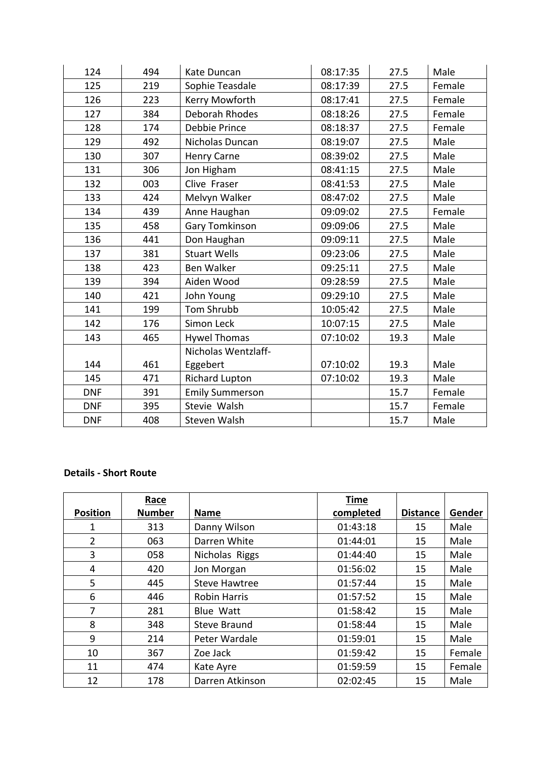| | | | | | |
|---|---|---|---|---|---|
| 124 | 494 | Kate Duncan | 08:17:35 | 27.5 | Male |
| 125 | 219 | Sophie Teasdale | 08:17:39 | 27.5 | Female |
| 126 | 223 | Kerry Mowforth | 08:17:41 | 27.5 | Female |
| 127 | 384 | Deborah Rhodes | 08:18:26 | 27.5 | Female |
| 128 | 174 | Debbie Prince | 08:18:37 | 27.5 | Female |
| 129 | 492 | Nicholas Duncan | 08:19:07 | 27.5 | Male |
| 130 | 307 | Henry Carne | 08:39:02 | 27.5 | Male |
| 131 | 306 | Jon Higham | 08:41:15 | 27.5 | Male |
| 132 | 003 | Clive Fraser | 08:41:53 | 27.5 | Male |
| 133 | 424 | Melvyn Walker | 08:47:02 | 27.5 | Male |
| 134 | 439 | Anne Haughan | 09:09:02 | 27.5 | Female |
| 135 | 458 | Gary Tomkinson | 09:09:06 | 27.5 | Male |
| 136 | 441 | Don Haughan | 09:09:11 | 27.5 | Male |
| 137 | 381 | Stuart Wells | 09:23:06 | 27.5 | Male |
| 138 | 423 | Ben Walker | 09:25:11 | 27.5 | Male |
| 139 | 394 | Aiden Wood | 09:28:59 | 27.5 | Male |
| 140 | 421 | John Young | 09:29:10 | 27.5 | Male |
| 141 | 199 | Tom Shrubb | 10:05:42 | 27.5 | Male |
| 142 | 176 | Simon Leck | 10:07:15 | 27.5 | Male |
| 143 | 465 | Hywel Thomas | 07:10:02 | 19.3 | Male |
| 144 | 461 | Nicholas Wentzlaff-Eggebert | 07:10:02 | 19.3 | Male |
| 145 | 471 | Richard Lupton | 07:10:02 | 19.3 | Male |
| DNF | 391 | Emily Summerson | | 15.7 | Female |
| DNF | 395 | Stevie Walsh | | 15.7 | Female |
| DNF | 408 | Steven Walsh | | 15.7 | Male |

**Details - Short Route**

| Position | Race Number | Name | Time completed | Distance | Gender |
|---|---|---|---|---|---|
| 1 | 313 | Danny Wilson | 01:43:18 | 15 | Male |
| 2 | 063 | Darren White | 01:44:01 | 15 | Male |
| 3 | 058 | Nicholas Riggs | 01:44:40 | 15 | Male |
| 4 | 420 | Jon Morgan | 01:56:02 | 15 | Male |
| 5 | 445 | Steve Hawtree | 01:57:44 | 15 | Male |
| 6 | 446 | Robin Harris | 01:57:52 | 15 | Male |
| 7 | 281 | Blue Watt | 01:58:42 | 15 | Male |
| 8 | 348 | Steve Braund | 01:58:44 | 15 | Male |
| 9 | 214 | Peter Wardale | 01:59:01 | 15 | Male |
| 10 | 367 | Zoe Jack | 01:59:42 | 15 | Female |
| 11 | 474 | Kate Ayre | 01:59:59 | 15 | Female |
| 12 | 178 | Darren Atkinson | 02:02:45 | 15 | Male |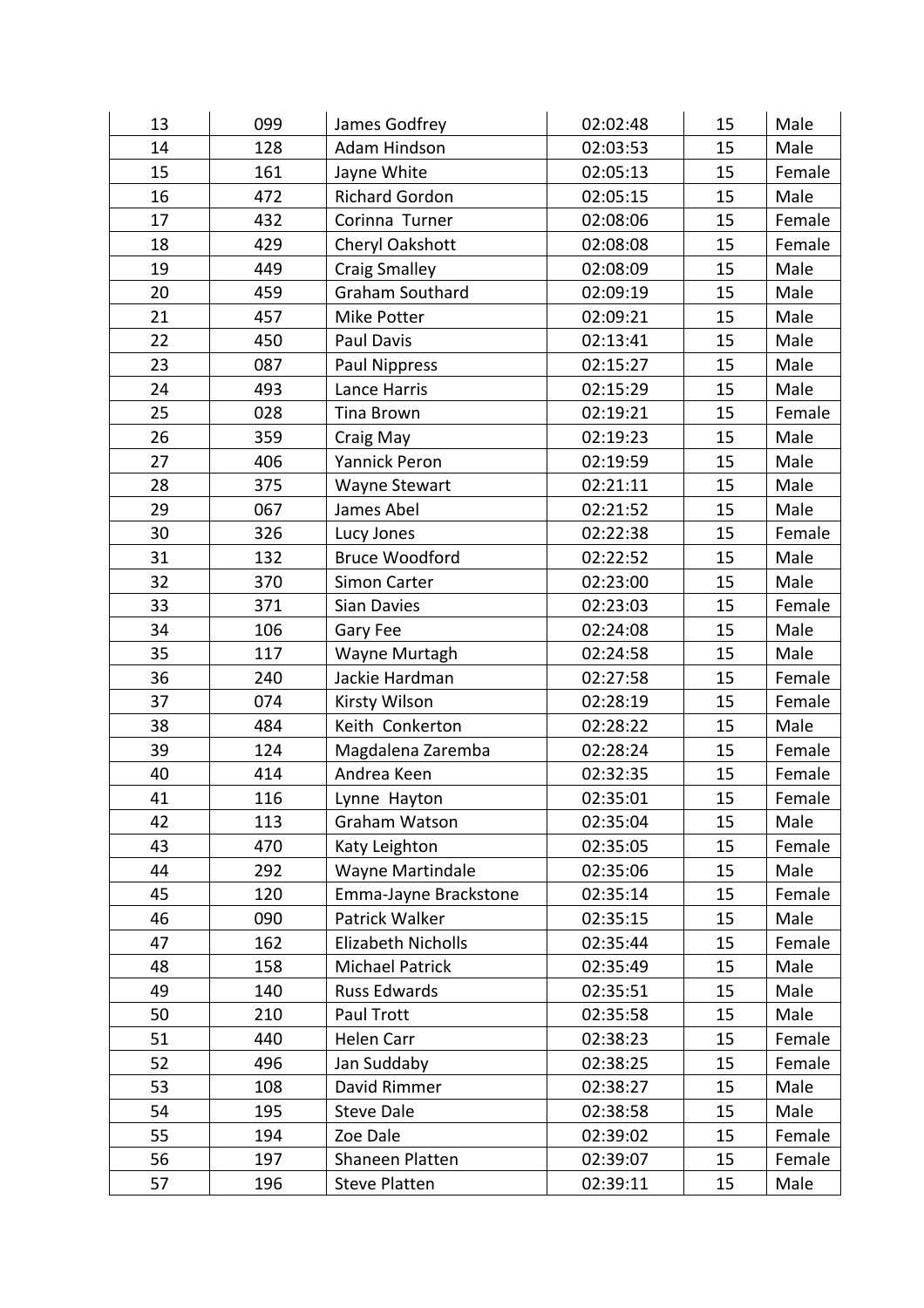| 13 | 099 | James Godfrey | 02:02:48 | 15 | Male |
|---|---|---|---|---|---|
| 14 | 128 | Adam Hindson | 02:03:53 | 15 | Male |
| 15 | 161 | Jayne White | 02:05:13 | 15 | Female |
| 16 | 472 | Richard Gordon | 02:05:15 | 15 | Male |
| 17 | 432 | Corinna Turner | 02:08:06 | 15 | Female |
| 18 | 429 | Cheryl Oakshott | 02:08:08 | 15 | Female |
| 19 | 449 | Craig Smalley | 02:08:09 | 15 | Male |
| 20 | 459 | Graham Southard | 02:09:19 | 15 | Male |
| 21 | 457 | Mike Potter | 02:09:21 | 15 | Male |
| 22 | 450 | Paul Davis | 02:13:41 | 15 | Male |
| 23 | 087 | Paul Nippress | 02:15:27 | 15 | Male |
| 24 | 493 | Lance Harris | 02:15:29 | 15 | Male |
| 25 | 028 | Tina Brown | 02:19:21 | 15 | Female |
| 26 | 359 | Craig May | 02:19:23 | 15 | Male |
| 27 | 406 | Yannick Peron | 02:19:59 | 15 | Male |
| 28 | 375 | Wayne Stewart | 02:21:11 | 15 | Male |
| 29 | 067 | James Abel | 02:21:52 | 15 | Male |
| 30 | 326 | Lucy Jones | 02:22:38 | 15 | Female |
| 31 | 132 | Bruce Woodford | 02:22:52 | 15 | Male |
| 32 | 370 | Simon Carter | 02:23:00 | 15 | Male |
| 33 | 371 | Sian Davies | 02:23:03 | 15 | Female |
| 34 | 106 | Gary Fee | 02:24:08 | 15 | Male |
| 35 | 117 | Wayne Murtagh | 02:24:58 | 15 | Male |
| 36 | 240 | Jackie Hardman | 02:27:58 | 15 | Female |
| 37 | 074 | Kirsty Wilson | 02:28:19 | 15 | Female |
| 38 | 484 | Keith Conkerton | 02:28:22 | 15 | Male |
| 39 | 124 | Magdalena Zaremba | 02:28:24 | 15 | Female |
| 40 | 414 | Andrea Keen | 02:32:35 | 15 | Female |
| 41 | 116 | Lynne Hayton | 02:35:01 | 15 | Female |
| 42 | 113 | Graham Watson | 02:35:04 | 15 | Male |
| 43 | 470 | Katy Leighton | 02:35:05 | 15 | Female |
| 44 | 292 | Wayne Martindale | 02:35:06 | 15 | Male |
| 45 | 120 | Emma-Jayne Brackstone | 02:35:14 | 15 | Female |
| 46 | 090 | Patrick Walker | 02:35:15 | 15 | Male |
| 47 | 162 | Elizabeth Nicholls | 02:35:44 | 15 | Female |
| 48 | 158 | Michael Patrick | 02:35:49 | 15 | Male |
| 49 | 140 | Russ Edwards | 02:35:51 | 15 | Male |
| 50 | 210 | Paul Trott | 02:35:58 | 15 | Male |
| 51 | 440 | Helen Carr | 02:38:23 | 15 | Female |
| 52 | 496 | Jan Suddaby | 02:38:25 | 15 | Female |
| 53 | 108 | David Rimmer | 02:38:27 | 15 | Male |
| 54 | 195 | Steve Dale | 02:38:58 | 15 | Male |
| 55 | 194 | Zoe Dale | 02:39:02 | 15 | Female |
| 56 | 197 | Shaneen Platten | 02:39:07 | 15 | Female |
| 57 | 196 | Steve Platten | 02:39:11 | 15 | Male |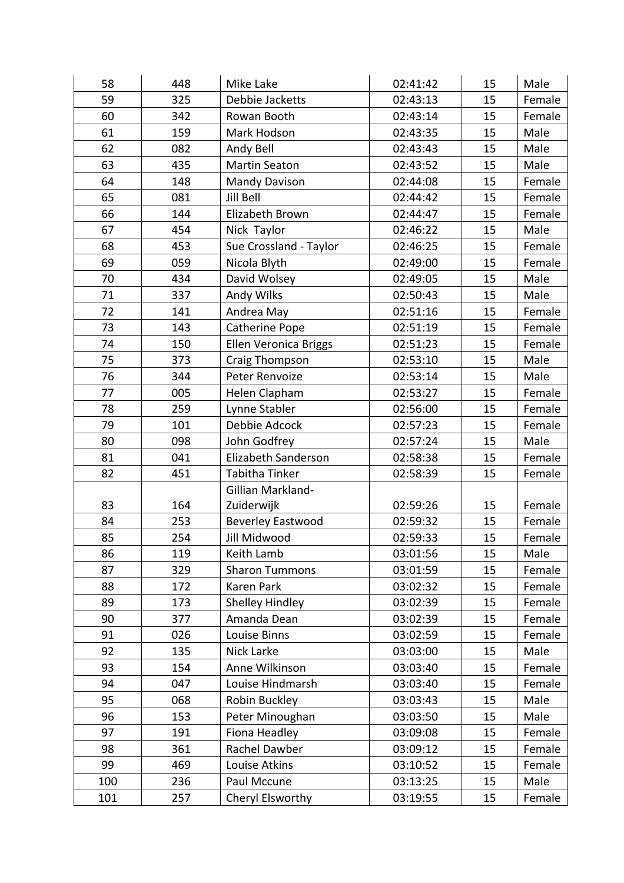| 58 | 448 | Mike Lake | 02:41:42 | 15 | Male |
|---|---|---|---|---|---|
| 59 | 325 | Debbie Jacketts | 02:43:13 | 15 | Female |
| 60 | 342 | Rowan Booth | 02:43:14 | 15 | Female |
| 61 | 159 | Mark Hodson | 02:43:35 | 15 | Male |
| 62 | 082 | Andy Bell | 02:43:43 | 15 | Male |
| 63 | 435 | Martin Seaton | 02:43:52 | 15 | Male |
| 64 | 148 | Mandy Davison | 02:44:08 | 15 | Female |
| 65 | 081 | Jill Bell | 02:44:42 | 15 | Female |
| 66 | 144 | Elizabeth Brown | 02:44:47 | 15 | Female |
| 67 | 454 | Nick  Taylor | 02:46:22 | 15 | Male |
| 68 | 453 | Sue Crossland - Taylor | 02:46:25 | 15 | Female |
| 69 | 059 | Nicola Blyth | 02:49:00 | 15 | Female |
| 70 | 434 | David Wolsey | 02:49:05 | 15 | Male |
| 71 | 337 | Andy Wilks | 02:50:43 | 15 | Male |
| 72 | 141 | Andrea May | 02:51:16 | 15 | Female |
| 73 | 143 | Catherine Pope | 02:51:19 | 15 | Female |
| 74 | 150 | Ellen Veronica Briggs | 02:51:23 | 15 | Female |
| 75 | 373 | Craig Thompson | 02:53:10 | 15 | Male |
| 76 | 344 | Peter Renvoize | 02:53:14 | 15 | Male |
| 77 | 005 | Helen Clapham | 02:53:27 | 15 | Female |
| 78 | 259 | Lynne Stabler | 02:56:00 | 15 | Female |
| 79 | 101 | Debbie Adcock | 02:57:23 | 15 | Female |
| 80 | 098 | John Godfrey | 02:57:24 | 15 | Male |
| 81 | 041 | Elizabeth Sanderson | 02:58:38 | 15 | Female |
| 82 | 451 | Tabitha Tinker | 02:58:39 | 15 | Female |
| 83 | 164 | Gillian Markland-Zuiderwijk | 02:59:26 | 15 | Female |
| 84 | 253 | Beverley Eastwood | 02:59:32 | 15 | Female |
| 85 | 254 | Jill Midwood | 02:59:33 | 15 | Female |
| 86 | 119 | Keith Lamb | 03:01:56 | 15 | Male |
| 87 | 329 | Sharon Tummons | 03:01:59 | 15 | Female |
| 88 | 172 | Karen Park | 03:02:32 | 15 | Female |
| 89 | 173 | Shelley Hindley | 03:02:39 | 15 | Female |
| 90 | 377 | Amanda Dean | 03:02:39 | 15 | Female |
| 91 | 026 | Louise Binns | 03:02:59 | 15 | Female |
| 92 | 135 | Nick Larke | 03:03:00 | 15 | Male |
| 93 | 154 | Anne Wilkinson | 03:03:40 | 15 | Female |
| 94 | 047 | Louise Hindmarsh | 03:03:40 | 15 | Female |
| 95 | 068 | Robin Buckley | 03:03:43 | 15 | Male |
| 96 | 153 | Peter Minoughan | 03:03:50 | 15 | Male |
| 97 | 191 | Fiona Headley | 03:09:08 | 15 | Female |
| 98 | 361 | Rachel Dawber | 03:09:12 | 15 | Female |
| 99 | 469 | Louise Atkins | 03:10:52 | 15 | Female |
| 100 | 236 | Paul Mccune | 03:13:25 | 15 | Male |
| 101 | 257 | Cheryl Elsworthy | 03:19:55 | 15 | Female |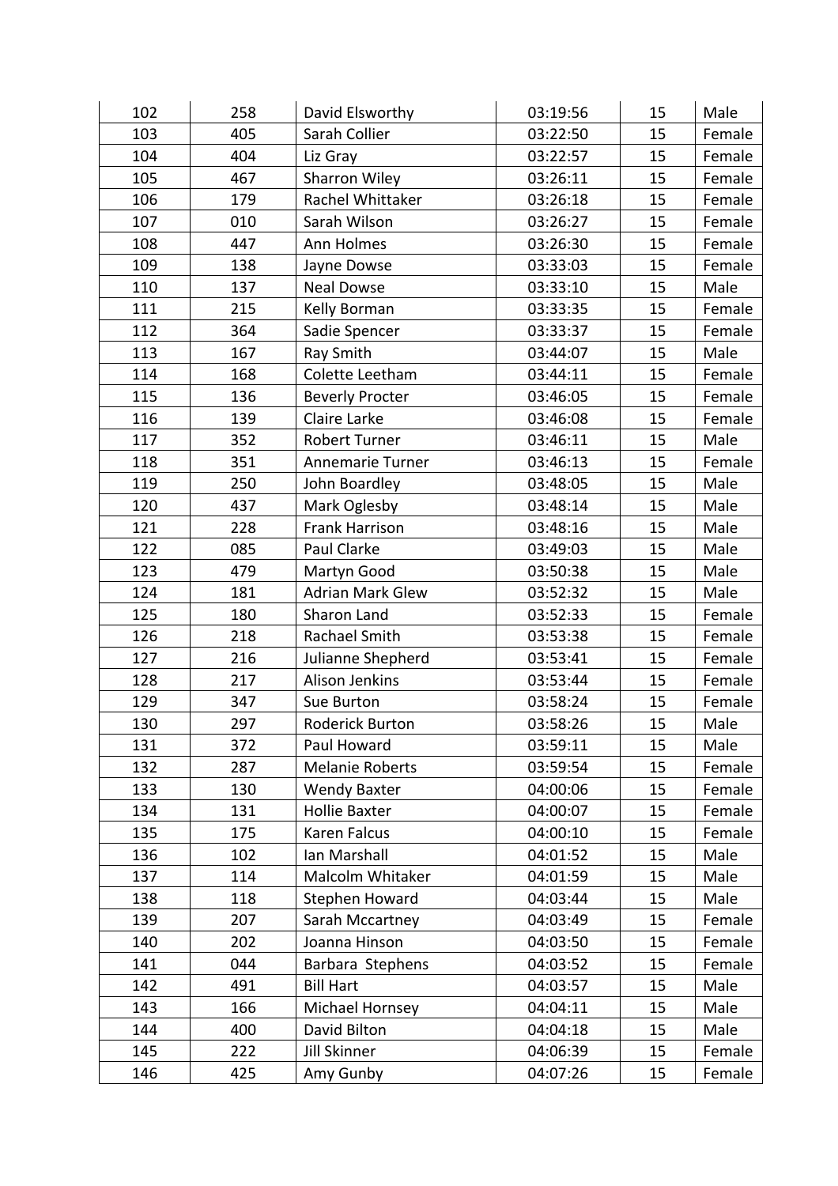| 102 | 258 | David Elsworthy | 03:19:56 | 15 | Male |
|---|---|---|---|---|---|
| 103 | 405 | Sarah Collier | 03:22:50 | 15 | Female |
| 104 | 404 | Liz Gray | 03:22:57 | 15 | Female |
| 105 | 467 | Sharron Wiley | 03:26:11 | 15 | Female |
| 106 | 179 | Rachel Whittaker | 03:26:18 | 15 | Female |
| 107 | 010 | Sarah Wilson | 03:26:27 | 15 | Female |
| 108 | 447 | Ann Holmes | 03:26:30 | 15 | Female |
| 109 | 138 | Jayne Dowse | 03:33:03 | 15 | Female |
| 110 | 137 | Neal Dowse | 03:33:10 | 15 | Male |
| 111 | 215 | Kelly Borman | 03:33:35 | 15 | Female |
| 112 | 364 | Sadie Spencer | 03:33:37 | 15 | Female |
| 113 | 167 | Ray Smith | 03:44:07 | 15 | Male |
| 114 | 168 | Colette Leetham | 03:44:11 | 15 | Female |
| 115 | 136 | Beverly Procter | 03:46:05 | 15 | Female |
| 116 | 139 | Claire Larke | 03:46:08 | 15 | Female |
| 117 | 352 | Robert Turner | 03:46:11 | 15 | Male |
| 118 | 351 | Annemarie Turner | 03:46:13 | 15 | Female |
| 119 | 250 | John Boardley | 03:48:05 | 15 | Male |
| 120 | 437 | Mark Oglesby | 03:48:14 | 15 | Male |
| 121 | 228 | Frank Harrison | 03:48:16 | 15 | Male |
| 122 | 085 | Paul Clarke | 03:49:03 | 15 | Male |
| 123 | 479 | Martyn Good | 03:50:38 | 15 | Male |
| 124 | 181 | Adrian Mark Glew | 03:52:32 | 15 | Male |
| 125 | 180 | Sharon Land | 03:52:33 | 15 | Female |
| 126 | 218 | Rachael Smith | 03:53:38 | 15 | Female |
| 127 | 216 | Julianne Shepherd | 03:53:41 | 15 | Female |
| 128 | 217 | Alison Jenkins | 03:53:44 | 15 | Female |
| 129 | 347 | Sue Burton | 03:58:24 | 15 | Female |
| 130 | 297 | Roderick Burton | 03:58:26 | 15 | Male |
| 131 | 372 | Paul Howard | 03:59:11 | 15 | Male |
| 132 | 287 | Melanie Roberts | 03:59:54 | 15 | Female |
| 133 | 130 | Wendy Baxter | 04:00:06 | 15 | Female |
| 134 | 131 | Hollie Baxter | 04:00:07 | 15 | Female |
| 135 | 175 | Karen Falcus | 04:00:10 | 15 | Female |
| 136 | 102 | Ian Marshall | 04:01:52 | 15 | Male |
| 137 | 114 | Malcolm Whitaker | 04:01:59 | 15 | Male |
| 138 | 118 | Stephen Howard | 04:03:44 | 15 | Male |
| 139 | 207 | Sarah Mccartney | 04:03:49 | 15 | Female |
| 140 | 202 | Joanna Hinson | 04:03:50 | 15 | Female |
| 141 | 044 | Barbara Stephens | 04:03:52 | 15 | Female |
| 142 | 491 | Bill Hart | 04:03:57 | 15 | Male |
| 143 | 166 | Michael Hornsey | 04:04:11 | 15 | Male |
| 144 | 400 | David Bilton | 04:04:18 | 15 | Male |
| 145 | 222 | Jill Skinner | 04:06:39 | 15 | Female |
| 146 | 425 | Amy Gunby | 04:07:26 | 15 | Female |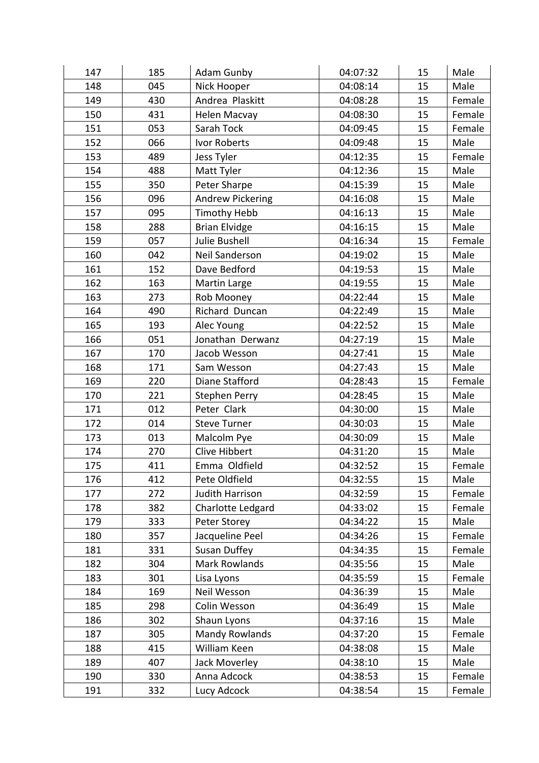| 147 | 185 | Adam Gunby | 04:07:32 | 15 | Male |
|---|---|---|---|---|---|
| 148 | 045 | Nick Hooper | 04:08:14 | 15 | Male |
| 149 | 430 | Andrea  Plaskitt | 04:08:28 | 15 | Female |
| 150 | 431 | Helen Macvay | 04:08:30 | 15 | Female |
| 151 | 053 | Sarah Tock | 04:09:45 | 15 | Female |
| 152 | 066 | Ivor Roberts | 04:09:48 | 15 | Male |
| 153 | 489 | Jess Tyler | 04:12:35 | 15 | Female |
| 154 | 488 | Matt Tyler | 04:12:36 | 15 | Male |
| 155 | 350 | Peter Sharpe | 04:15:39 | 15 | Male |
| 156 | 096 | Andrew Pickering | 04:16:08 | 15 | Male |
| 157 | 095 | Timothy Hebb | 04:16:13 | 15 | Male |
| 158 | 288 | Brian Elvidge | 04:16:15 | 15 | Male |
| 159 | 057 | Julie Bushell | 04:16:34 | 15 | Female |
| 160 | 042 | Neil Sanderson | 04:19:02 | 15 | Male |
| 161 | 152 | Dave Bedford | 04:19:53 | 15 | Male |
| 162 | 163 | Martin Large | 04:19:55 | 15 | Male |
| 163 | 273 | Rob Mooney | 04:22:44 | 15 | Male |
| 164 | 490 | Richard  Duncan | 04:22:49 | 15 | Male |
| 165 | 193 | Alec Young | 04:22:52 | 15 | Male |
| 166 | 051 | Jonathan  Derwanz | 04:27:19 | 15 | Male |
| 167 | 170 | Jacob Wesson | 04:27:41 | 15 | Male |
| 168 | 171 | Sam Wesson | 04:27:43 | 15 | Male |
| 169 | 220 | Diane Stafford | 04:28:43 | 15 | Female |
| 170 | 221 | Stephen Perry | 04:28:45 | 15 | Male |
| 171 | 012 | Peter  Clark | 04:30:00 | 15 | Male |
| 172 | 014 | Steve Turner | 04:30:03 | 15 | Male |
| 173 | 013 | Malcolm Pye | 04:30:09 | 15 | Male |
| 174 | 270 | Clive Hibbert | 04:31:20 | 15 | Male |
| 175 | 411 | Emma  Oldfield | 04:32:52 | 15 | Female |
| 176 | 412 | Pete Oldfield | 04:32:55 | 15 | Male |
| 177 | 272 | Judith Harrison | 04:32:59 | 15 | Female |
| 178 | 382 | Charlotte Ledgard | 04:33:02 | 15 | Female |
| 179 | 333 | Peter Storey | 04:34:22 | 15 | Male |
| 180 | 357 | Jacqueline Peel | 04:34:26 | 15 | Female |
| 181 | 331 | Susan Duffey | 04:34:35 | 15 | Female |
| 182 | 304 | Mark Rowlands | 04:35:56 | 15 | Male |
| 183 | 301 | Lisa Lyons | 04:35:59 | 15 | Female |
| 184 | 169 | Neil Wesson | 04:36:39 | 15 | Male |
| 185 | 298 | Colin Wesson | 04:36:49 | 15 | Male |
| 186 | 302 | Shaun Lyons | 04:37:16 | 15 | Male |
| 187 | 305 | Mandy Rowlands | 04:37:20 | 15 | Female |
| 188 | 415 | William Keen | 04:38:08 | 15 | Male |
| 189 | 407 | Jack Moverley | 04:38:10 | 15 | Male |
| 190 | 330 | Anna Adcock | 04:38:53 | 15 | Female |
| 191 | 332 | Lucy Adcock | 04:38:54 | 15 | Female |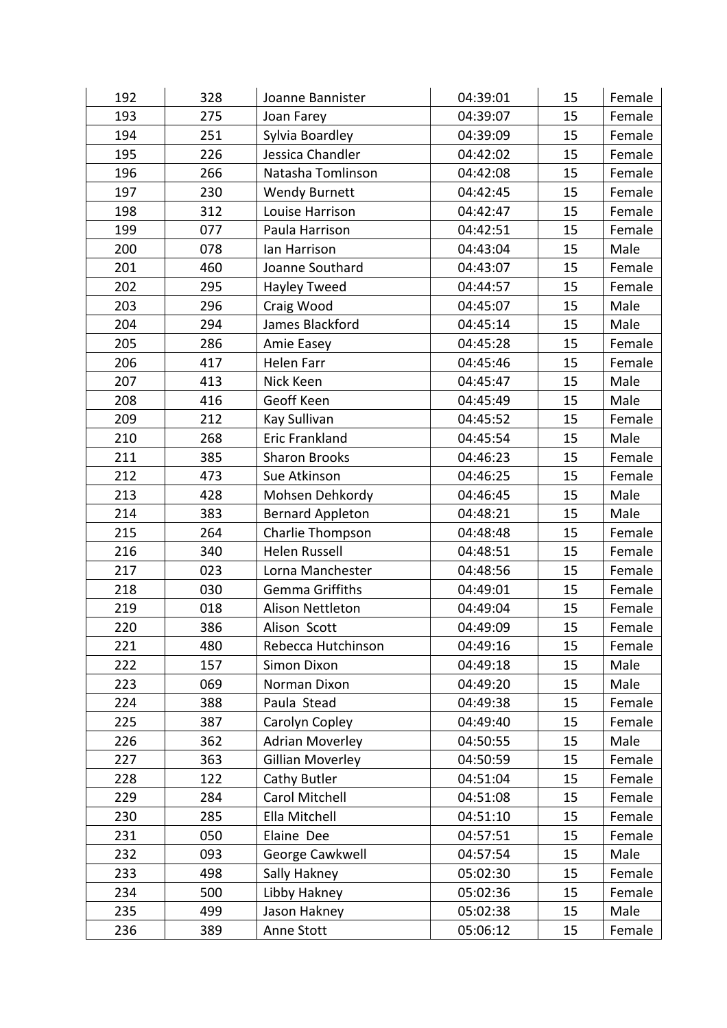| 192 | 328 | Joanne Bannister | 04:39:01 | 15 | Female |
|---|---|---|---|---|---|
| 193 | 275 | Joan Farey | 04:39:07 | 15 | Female |
| 194 | 251 | Sylvia Boardley | 04:39:09 | 15 | Female |
| 195 | 226 | Jessica Chandler | 04:42:02 | 15 | Female |
| 196 | 266 | Natasha Tomlinson | 04:42:08 | 15 | Female |
| 197 | 230 | Wendy Burnett | 04:42:45 | 15 | Female |
| 198 | 312 | Louise Harrison | 04:42:47 | 15 | Female |
| 199 | 077 | Paula Harrison | 04:42:51 | 15 | Female |
| 200 | 078 | Ian Harrison | 04:43:04 | 15 | Male |
| 201 | 460 | Joanne Southard | 04:43:07 | 15 | Female |
| 202 | 295 | Hayley Tweed | 04:44:57 | 15 | Female |
| 203 | 296 | Craig Wood | 04:45:07 | 15 | Male |
| 204 | 294 | James Blackford | 04:45:14 | 15 | Male |
| 205 | 286 | Amie Easey | 04:45:28 | 15 | Female |
| 206 | 417 | Helen Farr | 04:45:46 | 15 | Female |
| 207 | 413 | Nick Keen | 04:45:47 | 15 | Male |
| 208 | 416 | Geoff Keen | 04:45:49 | 15 | Male |
| 209 | 212 | Kay Sullivan | 04:45:52 | 15 | Female |
| 210 | 268 | Eric Frankland | 04:45:54 | 15 | Male |
| 211 | 385 | Sharon Brooks | 04:46:23 | 15 | Female |
| 212 | 473 | Sue Atkinson | 04:46:25 | 15 | Female |
| 213 | 428 | Mohsen Dehkordy | 04:46:45 | 15 | Male |
| 214 | 383 | Bernard Appleton | 04:48:21 | 15 | Male |
| 215 | 264 | Charlie Thompson | 04:48:48 | 15 | Female |
| 216 | 340 | Helen Russell | 04:48:51 | 15 | Female |
| 217 | 023 | Lorna Manchester | 04:48:56 | 15 | Female |
| 218 | 030 | Gemma Griffiths | 04:49:01 | 15 | Female |
| 219 | 018 | Alison Nettleton | 04:49:04 | 15 | Female |
| 220 | 386 | Alison Scott | 04:49:09 | 15 | Female |
| 221 | 480 | Rebecca Hutchinson | 04:49:16 | 15 | Female |
| 222 | 157 | Simon Dixon | 04:49:18 | 15 | Male |
| 223 | 069 | Norman Dixon | 04:49:20 | 15 | Male |
| 224 | 388 | Paula Stead | 04:49:38 | 15 | Female |
| 225 | 387 | Carolyn Copley | 04:49:40 | 15 | Female |
| 226 | 362 | Adrian Moverley | 04:50:55 | 15 | Male |
| 227 | 363 | Gillian Moverley | 04:50:59 | 15 | Female |
| 228 | 122 | Cathy Butler | 04:51:04 | 15 | Female |
| 229 | 284 | Carol Mitchell | 04:51:08 | 15 | Female |
| 230 | 285 | Ella Mitchell | 04:51:10 | 15 | Female |
| 231 | 050 | Elaine Dee | 04:57:51 | 15 | Female |
| 232 | 093 | George Cawkwell | 04:57:54 | 15 | Male |
| 233 | 498 | Sally Hakney | 05:02:30 | 15 | Female |
| 234 | 500 | Libby Hakney | 05:02:36 | 15 | Female |
| 235 | 499 | Jason Hakney | 05:02:38 | 15 | Male |
| 236 | 389 | Anne Stott | 05:06:12 | 15 | Female |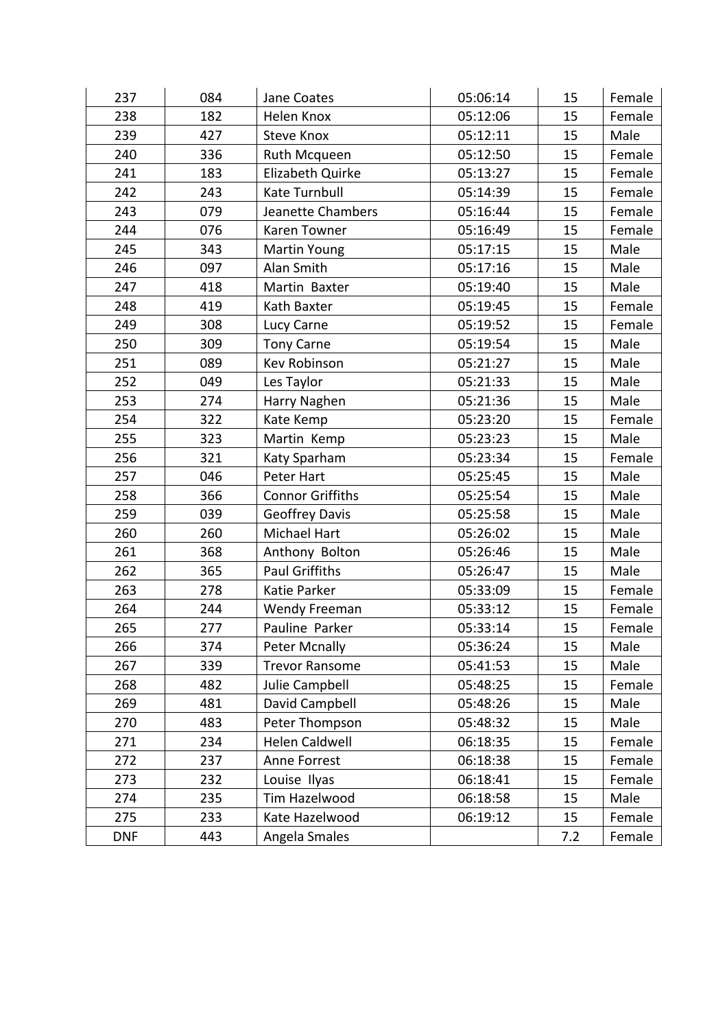| | | | | | |
|---|---|---|---|---|---|
| 237 | 084 | Jane Coates | 05:06:14 | 15 | Female |
| 238 | 182 | Helen Knox | 05:12:06 | 15 | Female |
| 239 | 427 | Steve Knox | 05:12:11 | 15 | Male |
| 240 | 336 | Ruth Mcqueen | 05:12:50 | 15 | Female |
| 241 | 183 | Elizabeth Quirke | 05:13:27 | 15 | Female |
| 242 | 243 | Kate Turnbull | 05:14:39 | 15 | Female |
| 243 | 079 | Jeanette Chambers | 05:16:44 | 15 | Female |
| 244 | 076 | Karen Towner | 05:16:49 | 15 | Female |
| 245 | 343 | Martin Young | 05:17:15 | 15 | Male |
| 246 | 097 | Alan Smith | 05:17:16 | 15 | Male |
| 247 | 418 | Martin  Baxter | 05:19:40 | 15 | Male |
| 248 | 419 | Kath Baxter | 05:19:45 | 15 | Female |
| 249 | 308 | Lucy Carne | 05:19:52 | 15 | Female |
| 250 | 309 | Tony Carne | 05:19:54 | 15 | Male |
| 251 | 089 | Kev Robinson | 05:21:27 | 15 | Male |
| 252 | 049 | Les Taylor | 05:21:33 | 15 | Male |
| 253 | 274 | Harry Naghen | 05:21:36 | 15 | Male |
| 254 | 322 | Kate Kemp | 05:23:20 | 15 | Female |
| 255 | 323 | Martin  Kemp | 05:23:23 | 15 | Male |
| 256 | 321 | Katy Sparham | 05:23:34 | 15 | Female |
| 257 | 046 | Peter Hart | 05:25:45 | 15 | Male |
| 258 | 366 | Connor Griffiths | 05:25:54 | 15 | Male |
| 259 | 039 | Geoffrey Davis | 05:25:58 | 15 | Male |
| 260 | 260 | Michael Hart | 05:26:02 | 15 | Male |
| 261 | 368 | Anthony  Bolton | 05:26:46 | 15 | Male |
| 262 | 365 | Paul Griffiths | 05:26:47 | 15 | Male |
| 263 | 278 | Katie Parker | 05:33:09 | 15 | Female |
| 264 | 244 | Wendy Freeman | 05:33:12 | 15 | Female |
| 265 | 277 | Pauline  Parker | 05:33:14 | 15 | Female |
| 266 | 374 | Peter Mcnally | 05:36:24 | 15 | Male |
| 267 | 339 | Trevor Ransome | 05:41:53 | 15 | Male |
| 268 | 482 | Julie Campbell | 05:48:25 | 15 | Female |
| 269 | 481 | David Campbell | 05:48:26 | 15 | Male |
| 270 | 483 | Peter Thompson | 05:48:32 | 15 | Male |
| 271 | 234 | Helen Caldwell | 06:18:35 | 15 | Female |
| 272 | 237 | Anne Forrest | 06:18:38 | 15 | Female |
| 273 | 232 | Louise  Ilyas | 06:18:41 | 15 | Female |
| 274 | 235 | Tim Hazelwood | 06:18:58 | 15 | Male |
| 275 | 233 | Kate Hazelwood | 06:19:12 | 15 | Female |
| DNF | 443 | Angela Smales | | 7.2 | Female |